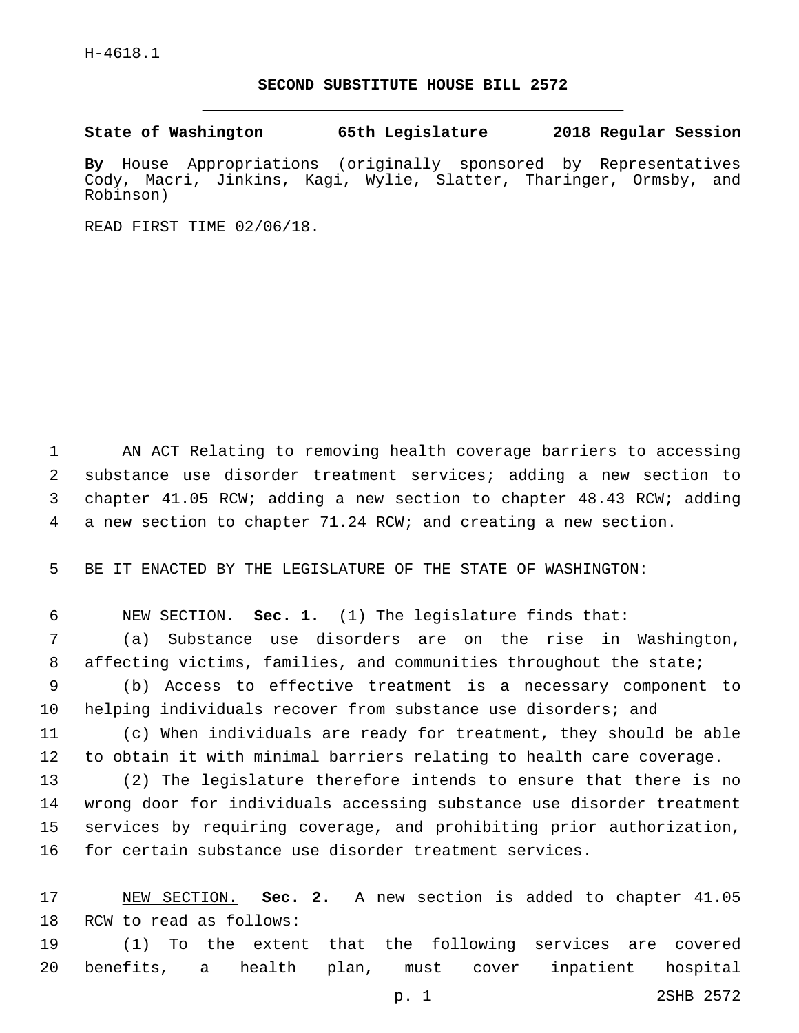H-4618.1

# SECOND SUBSTITUTE HOUSE BILL 2572

**State of Washington 65th Legislature 2018 Regular Session**

**By** House Appropriations (originally sponsored by Representatives Cody, Macri, Jinkins, Kagi, Wylie, Slatter, Tharinger, Ormsby, and Robinson)

READ FIRST TIME 02/06/18.

AN ACT Relating to removing health coverage barriers to accessing substance use disorder treatment services; adding a new section to chapter 41.05 RCW; adding a new section to chapter 48.43 RCW; adding a new section to chapter 71.24 RCW; and creating a new section.

BE IT ENACTED BY THE LEGISLATURE OF THE STATE OF WASHINGTON:

NEW SECTION. **Sec. 1.** (1) The legislature finds that:

(a) Substance use disorders are on the rise in Washington, affecting victims, families, and communities throughout the state;

(b) Access to effective treatment is a necessary component to helping individuals recover from substance use disorders; and

(c) When individuals are ready for treatment, they should be able to obtain it with minimal barriers relating to health care coverage.

(2) The legislature therefore intends to ensure that there is no wrong door for individuals accessing substance use disorder treatment services by requiring coverage, and prohibiting prior authorization, for certain substance use disorder treatment services.

NEW SECTION. **Sec. 2.** A new section is added to chapter 41.05 RCW to read as follows:

(1) To the extent that the following services are covered benefits, a health plan, must cover inpatient hospital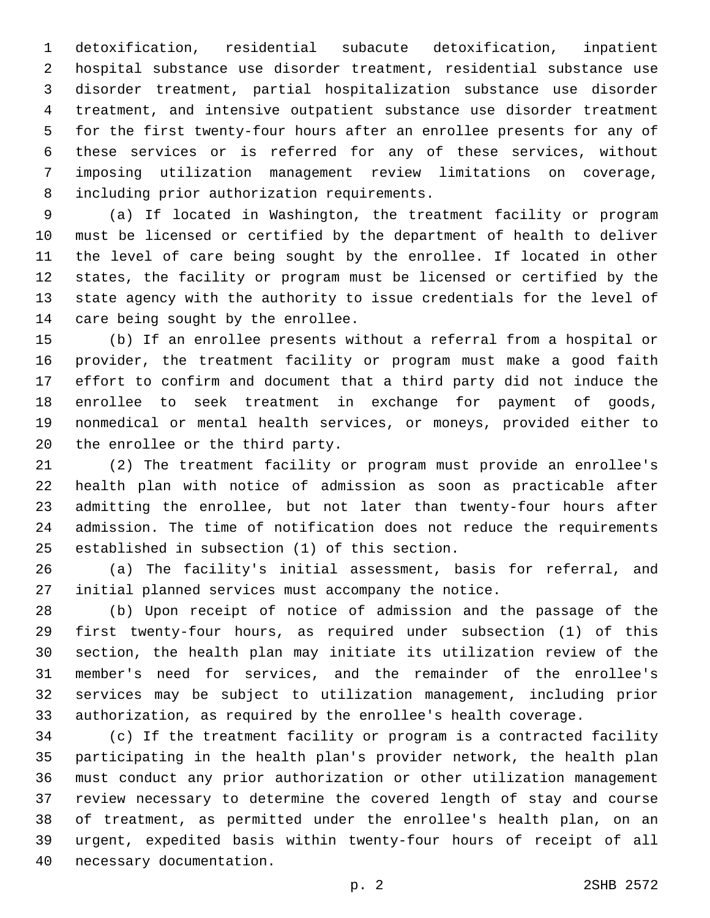detoxification, residential subacute detoxification, inpatient hospital substance use disorder treatment, residential substance use disorder treatment, partial hospitalization substance use disorder treatment, and intensive outpatient substance use disorder treatment for the first twenty-four hours after an enrollee presents for any of these services or is referred for any of these services, without imposing utilization management review limitations on coverage, including prior authorization requirements.

(a) If located in Washington, the treatment facility or program must be licensed or certified by the department of health to deliver the level of care being sought by the enrollee. If located in other states, the facility or program must be licensed or certified by the state agency with the authority to issue credentials for the level of care being sought by the enrollee.

(b) If an enrollee presents without a referral from a hospital or provider, the treatment facility or program must make a good faith effort to confirm and document that a third party did not induce the enrollee to seek treatment in exchange for payment of goods, nonmedical or mental health services, or moneys, provided either to the enrollee or the third party.

(2) The treatment facility or program must provide an enrollee's health plan with notice of admission as soon as practicable after admitting the enrollee, but not later than twenty-four hours after admission. The time of notification does not reduce the requirements established in subsection (1) of this section.

(a) The facility's initial assessment, basis for referral, and initial planned services must accompany the notice.

(b) Upon receipt of notice of admission and the passage of the first twenty-four hours, as required under subsection (1) of this section, the health plan may initiate its utilization review of the member's need for services, and the remainder of the enrollee's services may be subject to utilization management, including prior authorization, as required by the enrollee's health coverage.

(c) If the treatment facility or program is a contracted facility participating in the health plan's provider network, the health plan must conduct any prior authorization or other utilization management review necessary to determine the covered length of stay and course of treatment, as permitted under the enrollee's health plan, on an urgent, expedited basis within twenty-four hours of receipt of all necessary documentation.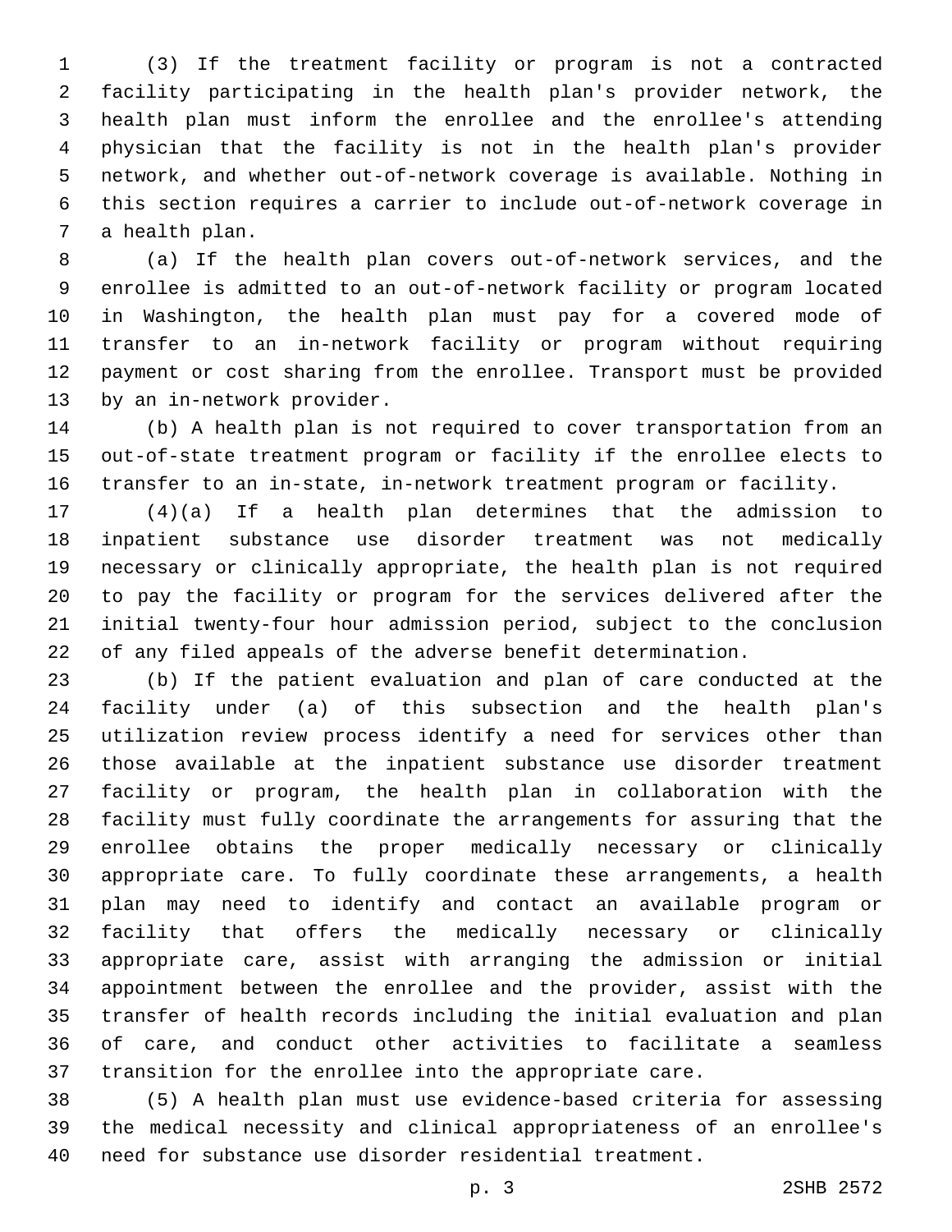(3) If the treatment facility or program is not a contracted facility participating in the health plan's provider network, the health plan must inform the enrollee and the enrollee's attending physician that the facility is not in the health plan's provider network, and whether out-of-network coverage is available. Nothing in this section requires a carrier to include out-of-network coverage in a health plan.

(a) If the health plan covers out-of-network services, and the enrollee is admitted to an out-of-network facility or program located in Washington, the health plan must pay for a covered mode of transfer to an in-network facility or program without requiring payment or cost sharing from the enrollee. Transport must be provided by an in-network provider.

(b) A health plan is not required to cover transportation from an out-of-state treatment program or facility if the enrollee elects to transfer to an in-state, in-network treatment program or facility.

(4)(a) If a health plan determines that the admission to inpatient substance use disorder treatment was not medically necessary or clinically appropriate, the health plan is not required to pay the facility or program for the services delivered after the initial twenty-four hour admission period, subject to the conclusion of any filed appeals of the adverse benefit determination.

(b) If the patient evaluation and plan of care conducted at the facility under (a) of this subsection and the health plan's utilization review process identify a need for services other than those available at the inpatient substance use disorder treatment facility or program, the health plan in collaboration with the facility must fully coordinate the arrangements for assuring that the enrollee obtains the proper medically necessary or clinically appropriate care. To fully coordinate these arrangements, a health plan may need to identify and contact an available program or facility that offers the medically necessary or clinically appropriate care, assist with arranging the admission or initial appointment between the enrollee and the provider, assist with the transfer of health records including the initial evaluation and plan of care, and conduct other activities to facilitate a seamless transition for the enrollee into the appropriate care.

(5) A health plan must use evidence-based criteria for assessing the medical necessity and clinical appropriateness of an enrollee's need for substance use disorder residential treatment.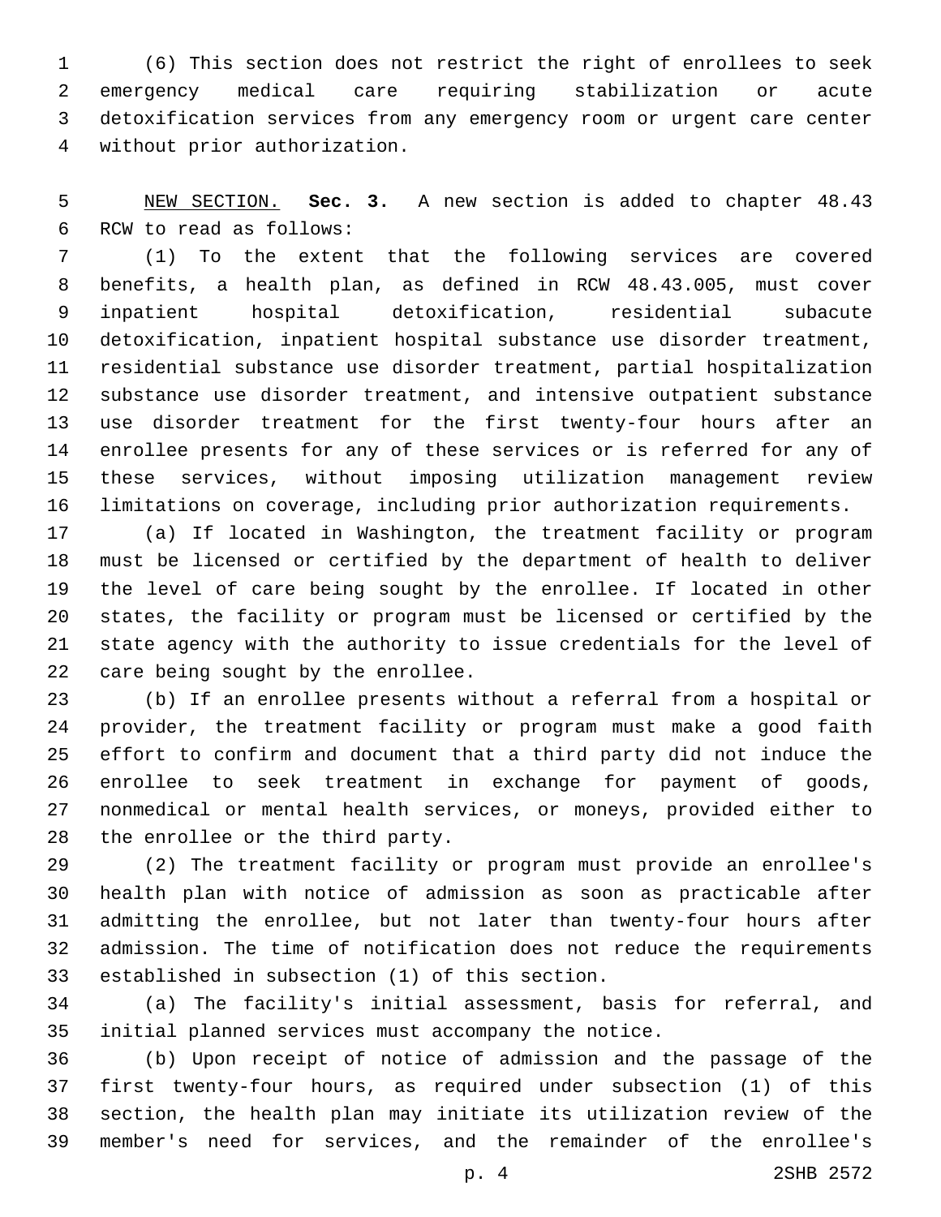(6) This section does not restrict the right of enrollees to seek emergency medical care requiring stabilization or acute detoxification services from any emergency room or urgent care center without prior authorization.

NEW SECTION. **Sec. 3.** A new section is added to chapter 48.43 RCW to read as follows:

(1) To the extent that the following services are covered benefits, a health plan, as defined in RCW 48.43.005, must cover inpatient hospital detoxification, residential subacute detoxification, inpatient hospital substance use disorder treatment, residential substance use disorder treatment, partial hospitalization substance use disorder treatment, and intensive outpatient substance use disorder treatment for the first twenty-four hours after an enrollee presents for any of these services or is referred for any of these services, without imposing utilization management review limitations on coverage, including prior authorization requirements.

(a) If located in Washington, the treatment facility or program must be licensed or certified by the department of health to deliver the level of care being sought by the enrollee. If located in other states, the facility or program must be licensed or certified by the state agency with the authority to issue credentials for the level of care being sought by the enrollee.

(b) If an enrollee presents without a referral from a hospital or provider, the treatment facility or program must make a good faith effort to confirm and document that a third party did not induce the enrollee to seek treatment in exchange for payment of goods, nonmedical or mental health services, or moneys, provided either to the enrollee or the third party.

(2) The treatment facility or program must provide an enrollee's health plan with notice of admission as soon as practicable after admitting the enrollee, but not later than twenty-four hours after admission. The time of notification does not reduce the requirements established in subsection (1) of this section.

(a) The facility's initial assessment, basis for referral, and initial planned services must accompany the notice.

(b) Upon receipt of notice of admission and the passage of the first twenty-four hours, as required under subsection (1) of this section, the health plan may initiate its utilization review of the member's need for services, and the remainder of the enrollee's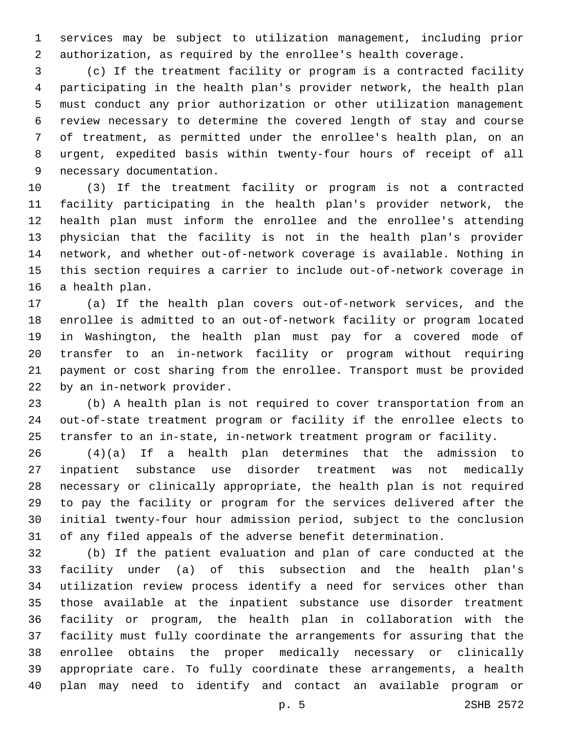services may be subject to utilization management, including prior authorization, as required by the enrollee's health coverage.

(c) If the treatment facility or program is a contracted facility participating in the health plan's provider network, the health plan must conduct any prior authorization or other utilization management review necessary to determine the covered length of stay and course of treatment, as permitted under the enrollee's health plan, on an urgent, expedited basis within twenty-four hours of receipt of all necessary documentation.

(3) If the treatment facility or program is not a contracted facility participating in the health plan's provider network, the health plan must inform the enrollee and the enrollee's attending physician that the facility is not in the health plan's provider network, and whether out-of-network coverage is available. Nothing in this section requires a carrier to include out-of-network coverage in a health plan.

(a) If the health plan covers out-of-network services, and the enrollee is admitted to an out-of-network facility or program located in Washington, the health plan must pay for a covered mode of transfer to an in-network facility or program without requiring payment or cost sharing from the enrollee. Transport must be provided by an in-network provider.

(b) A health plan is not required to cover transportation from an out-of-state treatment program or facility if the enrollee elects to transfer to an in-state, in-network treatment program or facility.

(4)(a) If a health plan determines that the admission to inpatient substance use disorder treatment was not medically necessary or clinically appropriate, the health plan is not required to pay the facility or program for the services delivered after the initial twenty-four hour admission period, subject to the conclusion of any filed appeals of the adverse benefit determination.

(b) If the patient evaluation and plan of care conducted at the facility under (a) of this subsection and the health plan's utilization review process identify a need for services other than those available at the inpatient substance use disorder treatment facility or program, the health plan in collaboration with the facility must fully coordinate the arrangements for assuring that the enrollee obtains the proper medically necessary or clinically appropriate care. To fully coordinate these arrangements, a health plan may need to identify and contact an available program or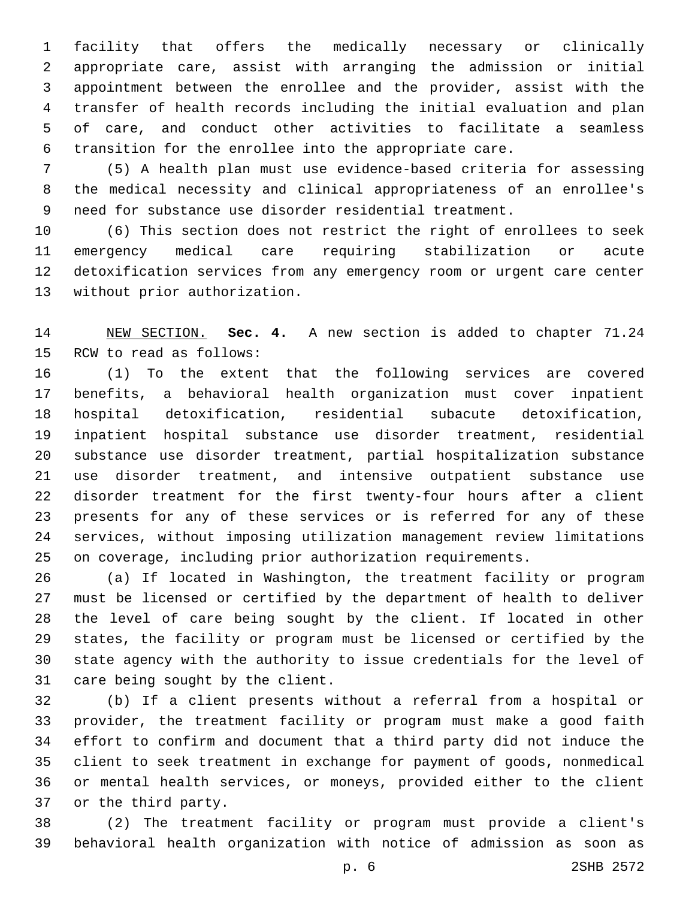facility that offers the medically necessary or clinically appropriate care, assist with arranging the admission or initial appointment between the enrollee and the provider, assist with the transfer of health records including the initial evaluation and plan of care, and conduct other activities to facilitate a seamless transition for the enrollee into the appropriate care.

(5) A health plan must use evidence-based criteria for assessing the medical necessity and clinical appropriateness of an enrollee's need for substance use disorder residential treatment.

(6) This section does not restrict the right of enrollees to seek emergency medical care requiring stabilization or acute detoxification services from any emergency room or urgent care center without prior authorization.

NEW SECTION. **Sec. 4.** A new section is added to chapter 71.24 RCW to read as follows:

(1) To the extent that the following services are covered benefits, a behavioral health organization must cover inpatient hospital detoxification, residential subacute detoxification, inpatient hospital substance use disorder treatment, residential substance use disorder treatment, partial hospitalization substance use disorder treatment, and intensive outpatient substance use disorder treatment for the first twenty-four hours after a client presents for any of these services or is referred for any of these services, without imposing utilization management review limitations on coverage, including prior authorization requirements.

(a) If located in Washington, the treatment facility or program must be licensed or certified by the department of health to deliver the level of care being sought by the client. If located in other states, the facility or program must be licensed or certified by the state agency with the authority to issue credentials for the level of care being sought by the client.

(b) If a client presents without a referral from a hospital or provider, the treatment facility or program must make a good faith effort to confirm and document that a third party did not induce the client to seek treatment in exchange for payment of goods, nonmedical or mental health services, or moneys, provided either to the client or the third party.

(2) The treatment facility or program must provide a client's behavioral health organization with notice of admission as soon as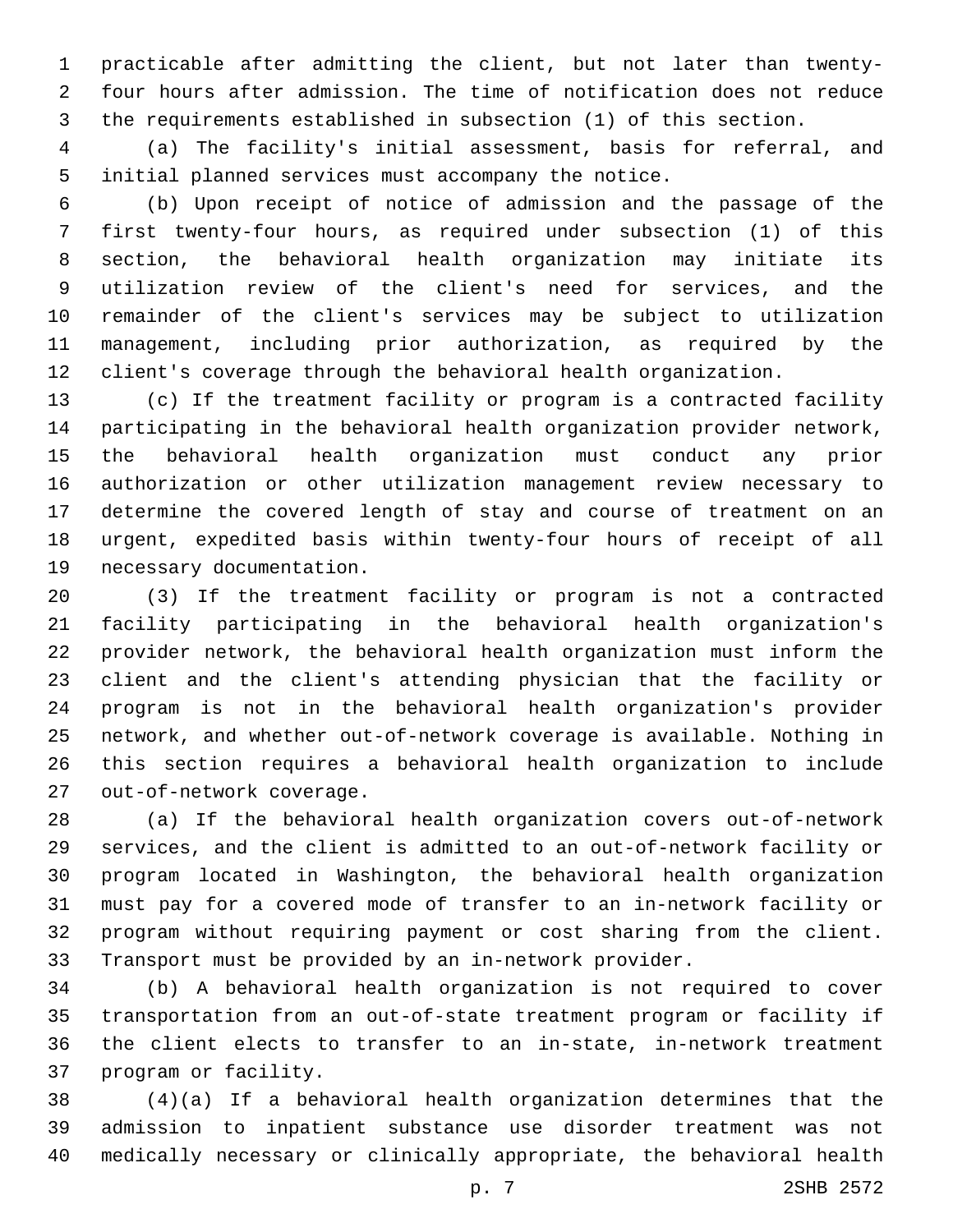practicable after admitting the client, but not later than twenty-four hours after admission. The time of notification does not reduce the requirements established in subsection (1) of this section.

(a) The facility's initial assessment, basis for referral, and initial planned services must accompany the notice.

(b) Upon receipt of notice of admission and the passage of the first twenty-four hours, as required under subsection (1) of this section, the behavioral health organization may initiate its utilization review of the client's need for services, and the remainder of the client's services may be subject to utilization management, including prior authorization, as required by the client's coverage through the behavioral health organization.

(c) If the treatment facility or program is a contracted facility participating in the behavioral health organization provider network, the behavioral health organization must conduct any prior authorization or other utilization management review necessary to determine the covered length of stay and course of treatment on an urgent, expedited basis within twenty-four hours of receipt of all necessary documentation.

(3) If the treatment facility or program is not a contracted facility participating in the behavioral health organization's provider network, the behavioral health organization must inform the client and the client's attending physician that the facility or program is not in the behavioral health organization's provider network, and whether out-of-network coverage is available. Nothing in this section requires a behavioral health organization to include out-of-network coverage.

(a) If the behavioral health organization covers out-of-network services, and the client is admitted to an out-of-network facility or program located in Washington, the behavioral health organization must pay for a covered mode of transfer to an in-network facility or program without requiring payment or cost sharing from the client. Transport must be provided by an in-network provider.

(b) A behavioral health organization is not required to cover transportation from an out-of-state treatment program or facility if the client elects to transfer to an in-state, in-network treatment program or facility.

(4)(a) If a behavioral health organization determines that the admission to inpatient substance use disorder treatment was not medically necessary or clinically appropriate, the behavioral health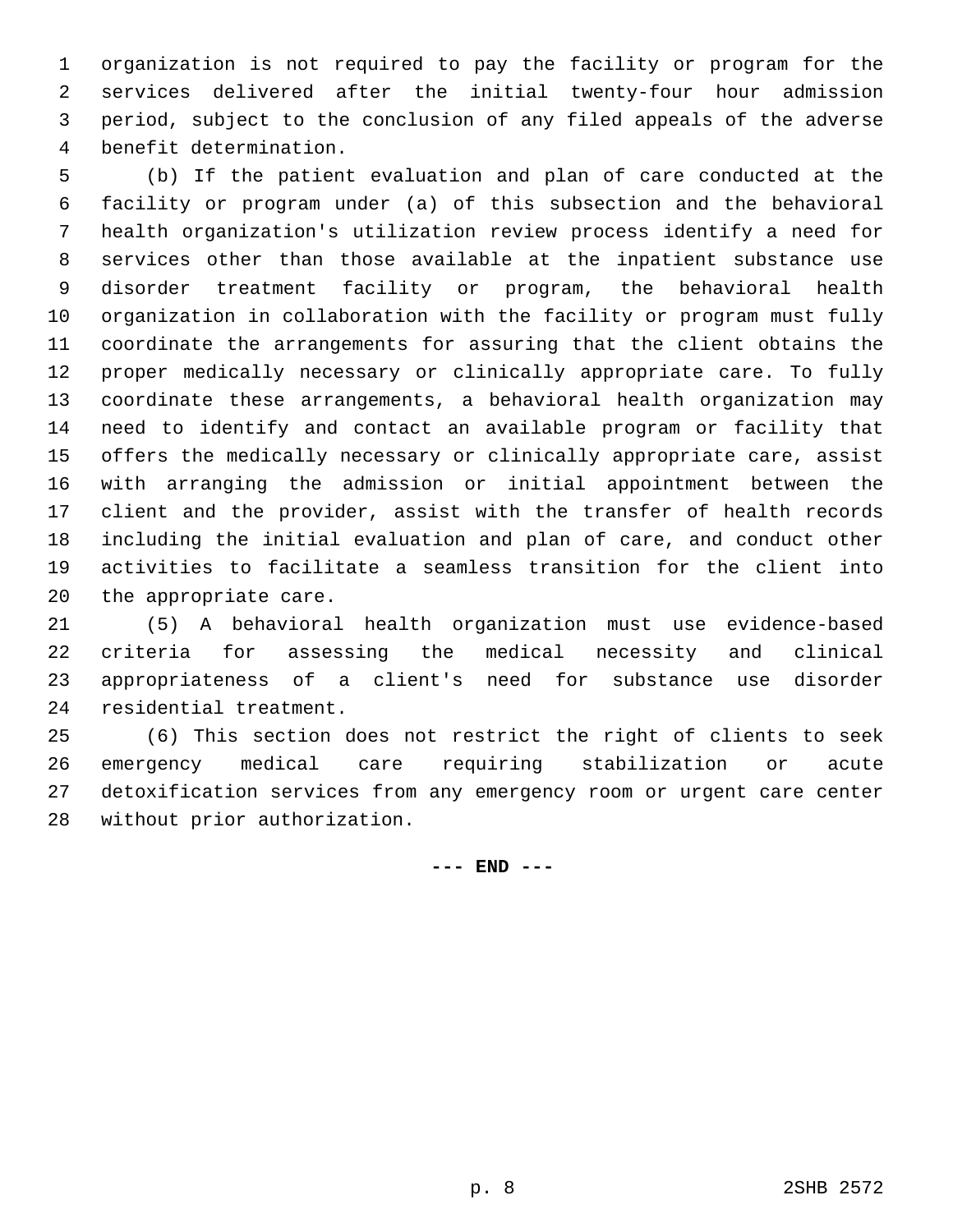organization is not required to pay the facility or program for the services delivered after the initial twenty-four hour admission period, subject to the conclusion of any filed appeals of the adverse benefit determination.

(b) If the patient evaluation and plan of care conducted at the facility or program under (a) of this subsection and the behavioral health organization's utilization review process identify a need for services other than those available at the inpatient substance use disorder treatment facility or program, the behavioral health organization in collaboration with the facility or program must fully coordinate the arrangements for assuring that the client obtains the proper medically necessary or clinically appropriate care. To fully coordinate these arrangements, a behavioral health organization may need to identify and contact an available program or facility that offers the medically necessary or clinically appropriate care, assist with arranging the admission or initial appointment between the client and the provider, assist with the transfer of health records including the initial evaluation and plan of care, and conduct other activities to facilitate a seamless transition for the client into the appropriate care.

(5) A behavioral health organization must use evidence-based criteria for assessing the medical necessity and clinical appropriateness of a client's need for substance use disorder residential treatment.

(6) This section does not restrict the right of clients to seek emergency medical care requiring stabilization or acute detoxification services from any emergency room or urgent care center without prior authorization.

**--- END ---**